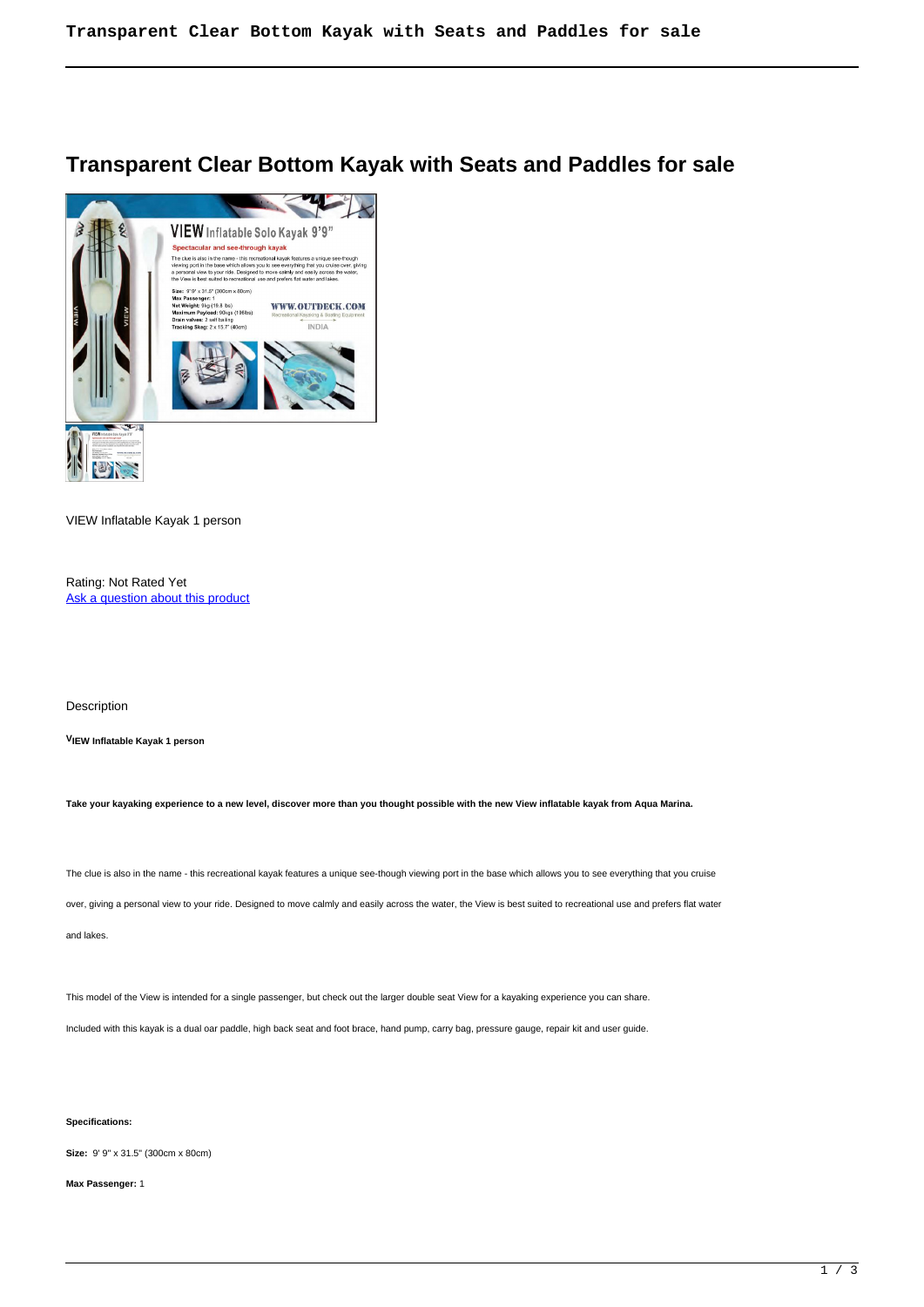# Transparent Clear Bottom Kayak with Seats and Paddles for sale

VIEW Inflatable Kayak 1 person

Rating: Not Rated Yet
[Ask a question about this product]

Description

**VIEW Inflatable Kayak 1 person**

**Take your kayaking experience to a new level, discover more than you thought possible with the new View inflatable kayak from Aqua Marina.**

The clue is also in the name - this recreational kayak features a unique see-though viewing port in the base which allows you to see everything that you cruise over, giving a personal view to your ride. Designed to move calmly and easily across the water, the View is best suited to recreational use and prefers flat water and lakes.

This model of the View is intended for a single passenger, but check out the larger double seat View for a kayaking experience you can share.

Included with this kayak is a dual oar paddle, high back seat and foot brace, hand pump, carry bag, pressure gauge, repair kit and user guide.

**Specifications:**

**Size:** 9' 9" x 31.5" (300cm x 80cm)

**Max Passenger:** 1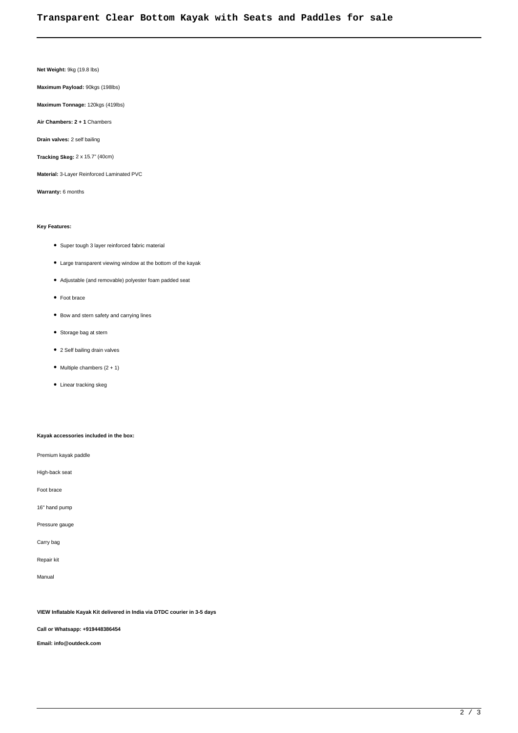**Net Weight:** 9kg (19.8 lbs)

**Maximum Payload:** 90kgs (198lbs)

**Maximum Tonnage:** 120kgs (419lbs)

**Air Chambers: 2 + 1** Chambers

**Drain valves:** 2 self bailing

**Tracking Skeg:** 2 x 15.7" (40cm)

**Material:** 3-Layer Reinforced Laminated PVC

**Warranty:** 6 months

**Key Features:**

- Super tough 3 layer reinforced fabric material
- Large transparent viewing window at the bottom of the kayak
- Adjustable (and removable) polyester foam padded seat
- Foot brace
- Bow and stern safety and carrying lines
- Storage bag at stern
- 2 Self bailing drain valves
- Multiple chambers (2 + 1)
- Linear tracking skeg

**Kayak accessories included in the box:**

Premium kayak paddle

High-back seat

Foot brace

16" hand pump

Pressure gauge

Carry bag

Repair kit

Manual

**VIEW Inflatable Kayak Kit delivered in India via DTDC courier in 3-5 days**

**Call or Whatsapp: +919448386454**

**Email: info@outdeck.com**